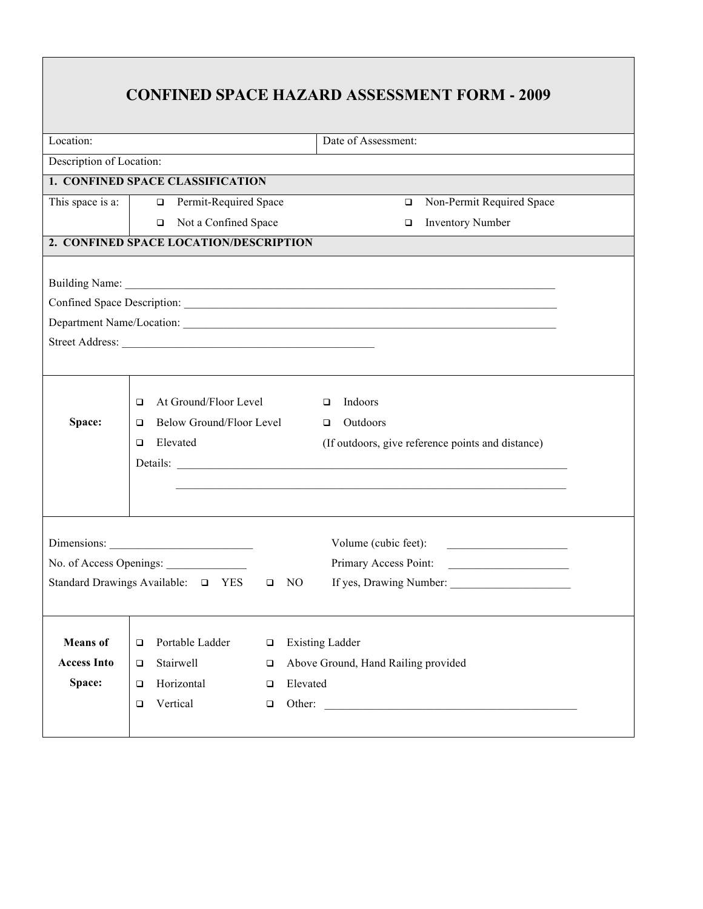# CONFINED SPACE HAZARD ASSESSMENT FORM - 2009

| Location: | Date of Assessment: |
|---|---|
| Description of Location: | |

## 1. CONFINED SPACE CLASSIFICATION

| This space is a: | ❑ Permit-Required Space | ❑ Non-Permit Required Space |
|---|---|---|
| | ❑ Not a Confined Space | ❑ Inventory Number |

## 2. CONFINED SPACE LOCATION/DESCRIPTION

Building Name: ___________________________________________________________________________

Confined Space Description: ____________________________________________________________

Department Name/Location: _____________________________________________________________

Street Address: ______________________________________________

| **Space:** | ❑ At Ground/Floor Level | ❑ Indoors |
|---|---|---|
| | ❑ Below Ground/Floor Level | ❑ Outdoors |
| | ❑ Elevated | (If outdoors, give reference points and distance) |
| | Details: _______________________________________________________________________ | |
| | _______________________________________________________________________ | |

Dimensions: _________________________ Volume (cubic feet): _____________________

No. of Access Openings: ______________ Primary Access Point: _____________________

Standard Drawings Available: ❑ YES ❑ NO If yes, Drawing Number: _____________________

| **Means of Access Into Space:** | ❑ Portable Ladder | ❑ Existing Ladder |
|---|---|---|
| | ❑ Stairwell | ❑ Above Ground, Hand Railing provided |
| | ❑ Horizontal | ❑ Elevated |
| | ❑ Vertical | ❑ Other: ____________________________________________ |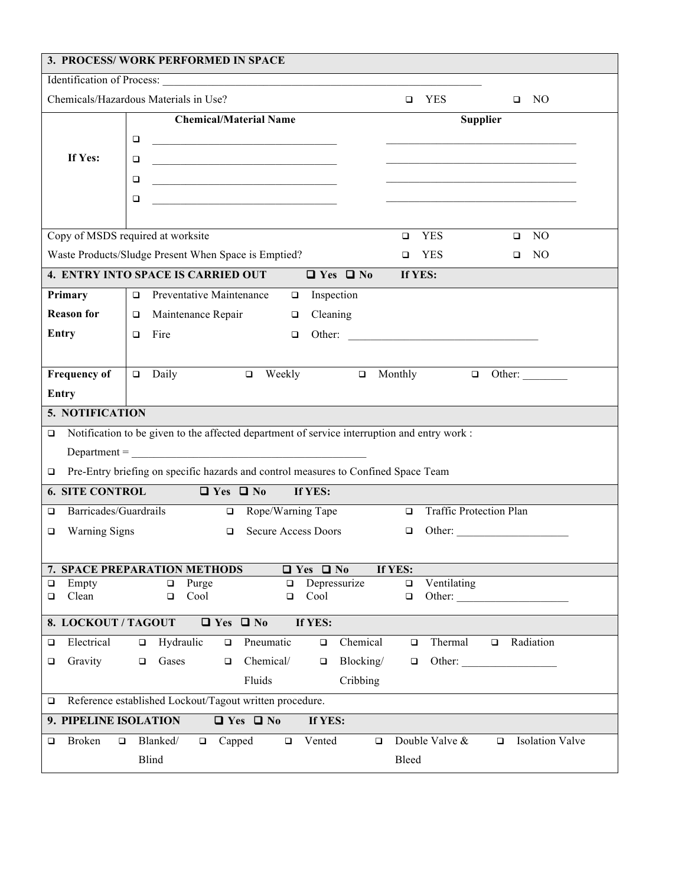| **3. PROCESS/ WORK PERFORMED IN SPACE** | | | |
|---|---|---|---|
| Identification of Process: ____________________________________________________________ | | | |
| Chemicals/Hazardous Materials in Use? | | ❑ YES | ❑ NO |
| **If Yes:** | **Chemical/Material Name** | **Supplier** | |
| | ❑ ________________________________ | ________________________________ | |
| | ❑ ________________________________ | ________________________________ | |
| | ❑ ________________________________ | ________________________________ | |
| | ❑ ________________________________ | ________________________________ | |
| Copy of MSDS required at worksite | | ❑ YES | ❑ NO |
| Waste Products/Sludge Present When Space is Emptied? | | ❑ YES | ❑ NO |

| **4. ENTRY INTO SPACE IS CARRIED OUT** ❑ Yes ❑ No **If YES:** | | | | |
|---|---|---|---|---|
| **Primary Reason for Entry** | ❑ Preventative Maintenance | ❑ Inspection | | |
| | ❑ Maintenance Repair | ❑ Cleaning | | |
| | ❑ Fire | ❑ Other: ________________________________ | | |
| **Frequency of Entry** | ❑ Daily | ❑ Weekly | ❑ Monthly | ❑ Other: ________ |

| **5. NOTIFICATION** |
|---|
| ❑ Notification to be given to the affected department of service interruption and entry work : |
| Department = ________________________________________ |
| ❑ Pre-Entry briefing on specific hazards and control measures to Confined Space Team |

| **6. SITE CONTROL** ❑ Yes ❑ No **If YES:** | | |
|---|---|---|
| ❑ Barricades/Guardrails | ❑ Rope/Warning Tape | ❑ Traffic Protection Plan |
| ❑ Warning Signs | ❑ Secure Access Doors | ❑ Other: ____________________ |

| **7. SPACE PREPARATION METHODS** ❑ Yes ❑ No **If YES:** | | | |
|---|---|---|---|
| ❑ Empty | ❑ Purge | ❑ Depressurize | ❑ Ventilating |
| ❑ Clean | ❑ Cool | ❑ Cool | ❑ Other: ____________________ |

| **8. LOCKOUT / TAGOUT** ❑ Yes ❑ No **If YES:** | | | | | |
|---|---|---|---|---|---|
| ❑ Electrical | ❑ Hydraulic | ❑ Pneumatic | ❑ Chemical | ❑ Thermal | ❑ Radiation |
| ❑ Gravity | ❑ Gases | ❑ Chemical/ Fluids | ❑ Blocking/ Cribbing | ❑ Other: ________________ | |
| ❑ Reference established Lockout/Tagout written procedure. | | | | | |

| **9. PIPELINE ISOLATION** ❑ Yes ❑ No **If YES:** | | | | | |
|---|---|---|---|---|---|
| ❑ Broken | ❑ Blanked/ Blind | ❑ Capped | ❑ Vented | ❑ Double Valve & Bleed | ❑ Isolation Valve |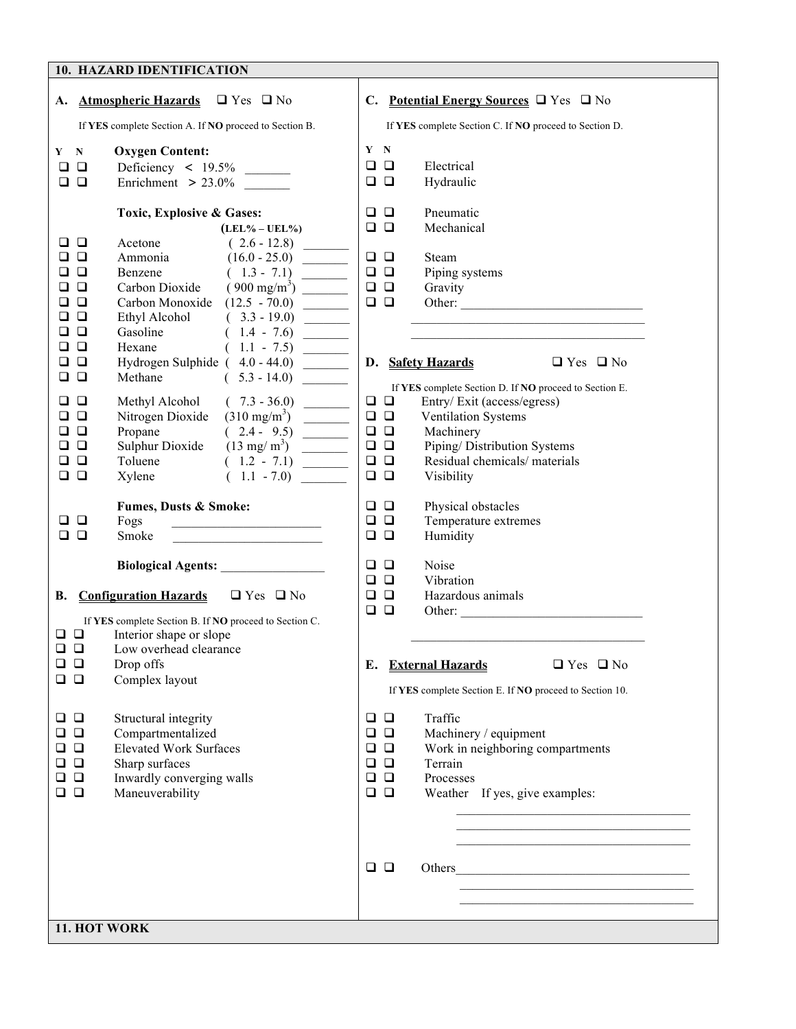## 10. HAZARD IDENTIFICATION

### A. Atmospheric Hazards ☐ Yes ☐ No

If **YES** complete Section A. If **NO** proceed to Section B.

| Y | N | **Oxygen Content:** | | |
|---|---|---|---|---|
| ☐ | ☐ | Deficiency < 19.5% | | _______ |
| ☐ | ☐ | Enrichment > 23.0% | | _______ |
| | | **Toxic, Explosive & Gases:** | **(LEL% – UEL%)** | |
| ☐ | ☐ | Acetone | ( 2.6 - 12.8) | _______ |
| ☐ | ☐ | Ammonia | (16.0 - 25.0) | _______ |
| ☐ | ☐ | Benzene | ( 1.3 - 7.1) | _______ |
| ☐ | ☐ | Carbon Dioxide | ( 900 $mg/m^3$) | _______ |
| ☐ | ☐ | Carbon Monoxide | (12.5 - 70.0) | _______ |
| ☐ | ☐ | Ethyl Alcohol | ( 3.3 - 19.0) | _______ |
| ☐ | ☐ | Gasoline | ( 1.4 - 7.6) | _______ |
| ☐ | ☐ | Hexane | ( 1.1 - 7.5) | _______ |
| ☐ | ☐ | Hydrogen Sulphide | ( 4.0 - 44.0) | _______ |
| ☐ | ☐ | Methane | ( 5.3 - 14.0) | _______ |
| ☐ | ☐ | Methyl Alcohol | ( 7.3 - 36.0) | _______ |
| ☐ | ☐ | Nitrogen Dioxide | (310 $mg/m^3$) | _______ |
| ☐ | ☐ | Propane | ( 2.4 - 9.5) | _______ |
| ☐ | ☐ | Sulphur Dioxide | (13 $mg/m^3$) | _______ |
| ☐ | ☐ | Toluene | ( 1.2 - 7.1) | _______ |
| ☐ | ☐ | Xylene | ( 1.1 - 7.0) | _______ |
| | | **Fumes, Dusts & Smoke:** | | |
| ☐ | ☐ | Fogs | ______________________ | |
| ☐ | ☐ | Smoke | ______________________ | |

**Biological Agents:** ________________

### B. Configuration Hazards ☐ Yes ☐ No

If **YES** complete Section B. If **NO** proceed to Section C.

| Y | N | |
|---|---|---|
| ☐ | ☐ | Interior shape or slope |
| ☐ | ☐ | Low overhead clearance |
| ☐ | ☐ | Drop offs |
| ☐ | ☐ | Complex layout |
| ☐ | ☐ | Structural integrity |
| ☐ | ☐ | Compartmentalized |
| ☐ | ☐ | Elevated Work Surfaces |
| ☐ | ☐ | Sharp surfaces |
| ☐ | ☐ | Inwardly converging walls |
| ☐ | ☐ | Maneuverability |

### C. Potential Energy Sources ☐ Yes ☐ No

If **YES** complete Section C. If **NO** proceed to Section D.

| Y | N | |
|---|---|---|
| ☐ | ☐ | Electrical |
| ☐ | ☐ | Hydraulic |
| ☐ | ☐ | Pneumatic |
| ☐ | ☐ | Mechanical |
| ☐ | ☐ | Steam |
| ☐ | ☐ | Piping systems |
| ☐ | ☐ | Gravity |
| ☐ | ☐ | Other: ____________________________ |

____________________________________

____________________________________

### D. Safety Hazards ☐ Yes ☐ No

If **YES** complete Section D. If **NO** proceed to Section E.

| Y | N | |
|---|---|---|
| ☐ | ☐ | Entry/ Exit (access/egress) |
| ☐ | ☐ | Ventilation Systems |
| ☐ | ☐ | Machinery |
| ☐ | ☐ | Piping/ Distribution Systems |
| ☐ | ☐ | Residual chemicals/ materials |
| ☐ | ☐ | Visibility |
| ☐ | ☐ | Physical obstacles |
| ☐ | ☐ | Temperature extremes |
| ☐ | ☐ | Humidity |
| ☐ | ☐ | Noise |
| ☐ | ☐ | Vibration |
| ☐ | ☐ | Hazardous animals |
| ☐ | ☐ | Other: ____________________________ |

____________________________________

### E. External Hazards ☐ Yes ☐ No

If **YES** complete Section E. If **NO** proceed to Section 10.

| Y | N | |
|---|---|---|
| ☐ | ☐ | Traffic |
| ☐ | ☐ | Machinery / equipment |
| ☐ | ☐ | Work in neighboring compartments |
| ☐ | ☐ | Terrain |
| ☐ | ☐ | Processes |
| ☐ | ☐ | Weather If yes, give examples: |

____________________________________

____________________________________

____________________________________

| | | |
|---|---|---|
| ☐ | ☐ | Others____________________________________ |

____________________________________

____________________________________

## 11. HOT WORK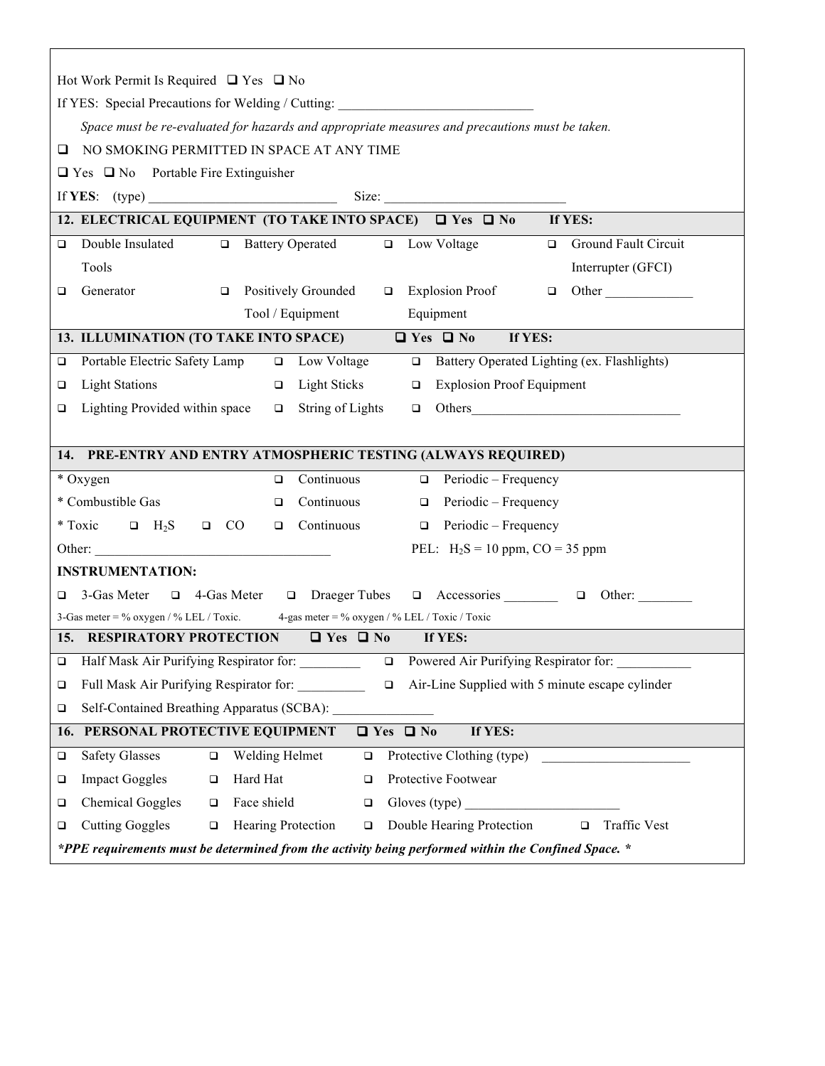Hot Work Permit Is Required ❑ Yes ❑ No

If YES: Special Precautions for Welding / Cutting: ____________________________

*Space must be re-evaluated for hazards and appropriate measures and precautions must be taken.*

❑ NO SMOKING PERMITTED IN SPACE AT ANY TIME

❑ Yes ❑ No Portable Fire Extinguisher

If **YES**: (type) ____________________________ Size: ____________________________

## 12. ELECTRICAL EQUIPMENT (TO TAKE INTO SPACE) ❑ Yes ❑ No If YES:

| | | | |
|---|---|---|---|
| ❑ Double Insulated Tools | ❑ Battery Operated | ❑ Low Voltage | ❑ Ground Fault Circuit Interrupter (GFCI) |
| ❑ Generator | ❑ Positively Grounded Tool / Equipment | ❑ Explosion Proof Equipment | ❑ Other _____________ |

## 13. ILLUMINATION (TO TAKE INTO SPACE) ❑ Yes ❑ No If YES:

| | | |
|---|---|---|
| ❑ Portable Electric Safety Lamp | ❑ Low Voltage | ❑ Battery Operated Lighting (ex. Flashlights) |
| ❑ Light Stations | ❑ Light Sticks | ❑ Explosion Proof Equipment |
| ❑ Lighting Provided within space | ❑ String of Lights | ❑ Others______________________________ |

## 14. PRE-ENTRY AND ENTRY ATMOSPHERIC TESTING (ALWAYS REQUIRED)

| | | |
|---|---|---|
| * Oxygen | ❑ Continuous | ❑ Periodic – Frequency |
| * Combustible Gas | ❑ Continuous | ❑ Periodic – Frequency |
| * Toxic ❑ $H_2S$ ❑ CO | ❑ Continuous | ❑ Periodic – Frequency |

Other: ___________________________________ PEL: $H_2S$ = 10 ppm, CO = 35 ppm

**INSTRUMENTATION:**

❑ 3-Gas Meter ❑ 4-Gas Meter ❑ Draeger Tubes ❑ Accessories ________ ❑ Other: ________

3-Gas meter = % oxygen / % LEL / Toxic. 4-gas meter = % oxygen / % LEL / Toxic / Toxic

## 15. RESPIRATORY PROTECTION ❑ Yes ❑ No If YES:

| | |
|---|---|
| ❑ Half Mask Air Purifying Respirator for: _________ | ❑ Powered Air Purifying Respirator for: ___________ |
| ❑ Full Mask Air Purifying Respirator for: __________ | ❑ Air-Line Supplied with 5 minute escape cylinder |
| ❑ Self-Contained Breathing Apparatus (SCBA): _______________ | |

## 16. PERSONAL PROTECTIVE EQUIPMENT ❑ Yes ❑ No If YES:

| | | | |
|---|---|---|---|
| ❑ Safety Glasses | ❑ Welding Helmet | ❑ Protective Clothing (type) _____________________ | |
| ❑ Impact Goggles | ❑ Hard Hat | ❑ Protective Footwear | |
| ❑ Chemical Goggles | ❑ Face shield | ❑ Gloves (type) ______________________ | |
| ❑ Cutting Goggles | ❑ Hearing Protection | ❑ Double Hearing Protection | ❑ Traffic Vest |

***PPE requirements must be determined from the activity being performed within the Confined Space. ***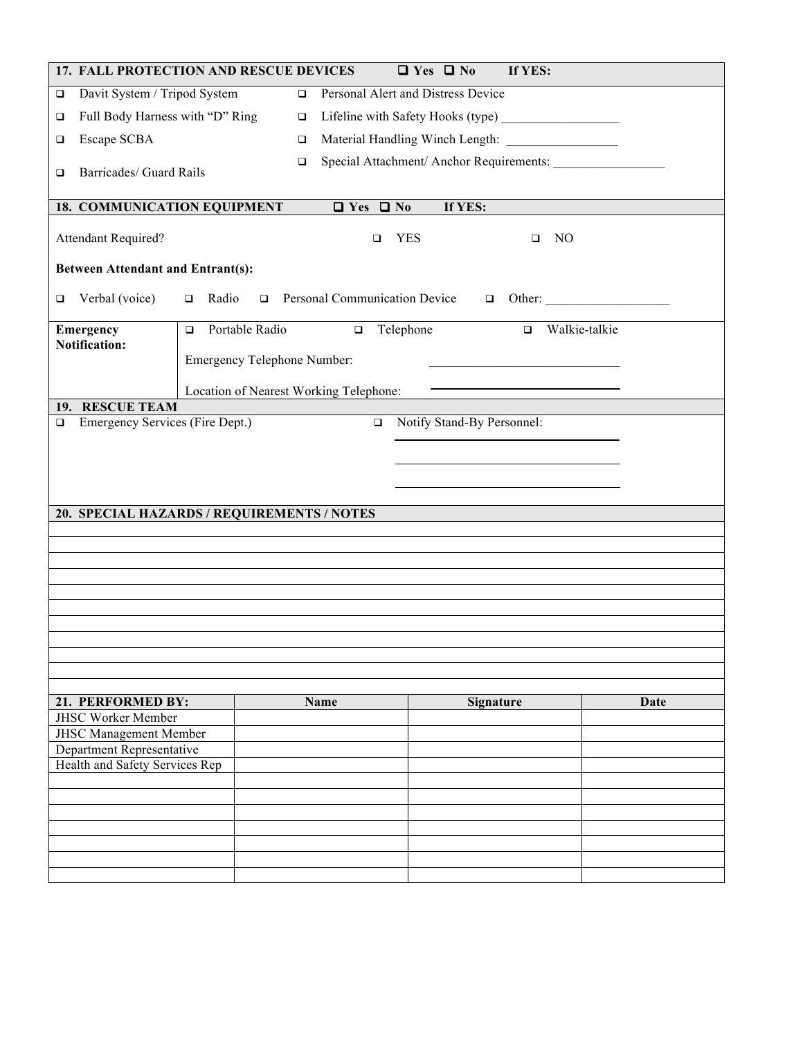## 17. FALL PROTECTION AND RESCUE DEVICES ☐ Yes ☐ No If YES:

| | |
|---|---|
| ☐ Davit System / Tripod System | ☐ Personal Alert and Distress Device |
| ☐ Full Body Harness with "D" Ring | ☐ Lifeline with Safety Hooks (type) __________________ |
| ☐ Escape SCBA | ☐ Material Handling Winch Length: _________________ |
| ☐ Barricades/ Guard Rails | ☐ Special Attachment/ Anchor Requirements: _________________ |

## 18. COMMUNICATION EQUIPMENT ☐ Yes ☐ No If YES:

Attendant Required? ☐ YES ☐ NO

**Between Attendant and Entrant(s):**

☐ Verbal (voice) ☐ Radio ☐ Personal Communication Device ☐ Other: ___________________

| **Emergency Notification:** | ☐ Portable Radio ☐ Telephone ☐ Walkie-talkie |
|---|---|
| | Emergency Telephone Number: ______________________________ |
| | Location of Nearest Working Telephone: ______________________________ |

## 19. RESCUE TEAM

☐ Emergency Services (Fire Dept.) ☐ Notify Stand-By Personnel:

__________________________________

__________________________________

__________________________________

## 20. SPECIAL HAZARDS / REQUIREMENTS / NOTES

| |
|---|
| |
| |
| |
| |
| |
| |
| |
| |
| |
| |

| 21. PERFORMED BY: | Name | Signature | Date |
|---|---|---|---|
| JHSC Worker Member | | | |
| JHSC Management Member | | | |
| Department Representative | | | |
| Health and Safety Services Rep | | | |
| | | | |
| | | | |
| | | | |
| | | | |
| | | | |
| | | | |
| | | | |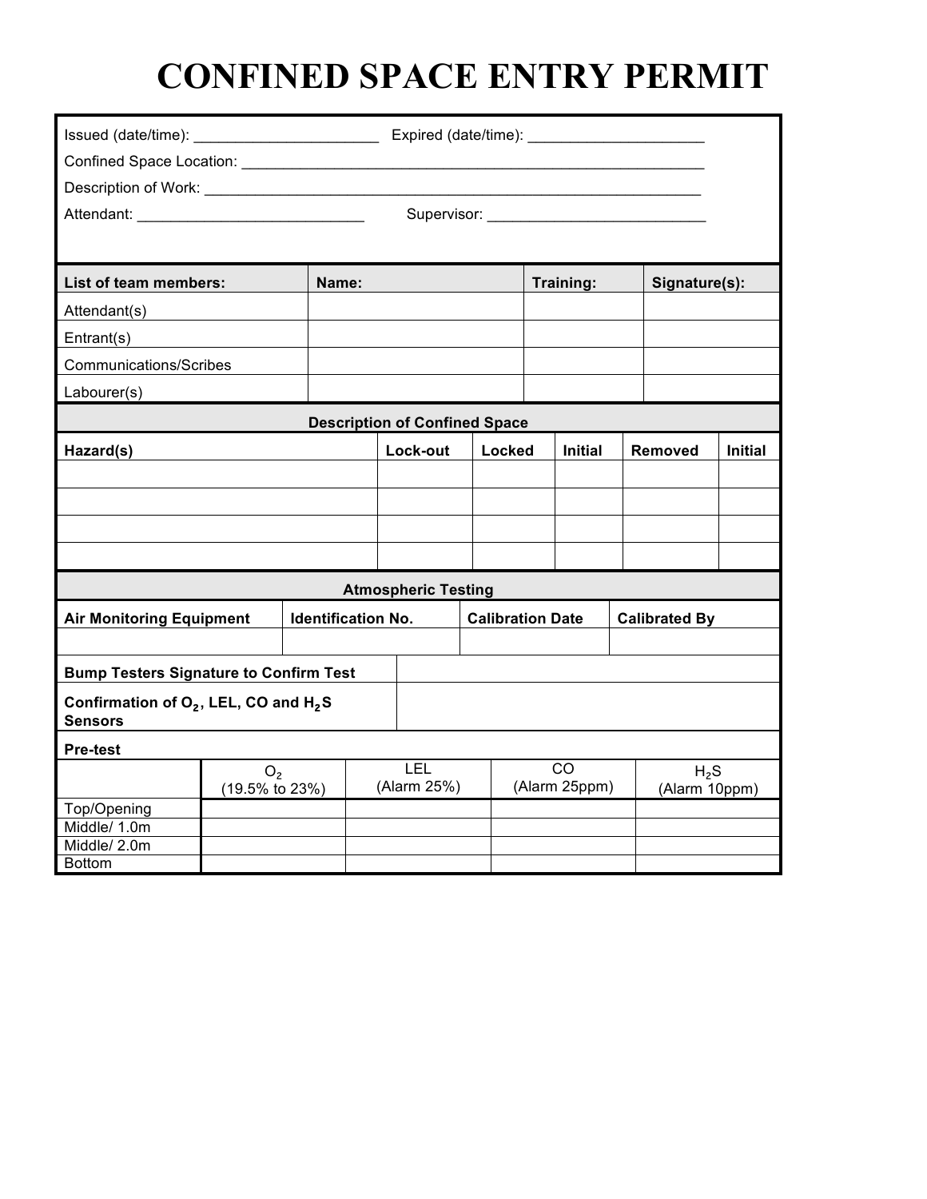# CONFINED SPACE ENTRY PERMIT

Issued (date/time): ______________________ Expired (date/time): _____________________

Confined Space Location: ___________________________________________________________

Description of Work: _______________________________________________________________

Attendant: ___________________________ Supervisor: __________________________

| List of team members: | Name: | Training: | Signature(s): |
|---|---|---|---|
| Attendant(s) | | | |
| Entrant(s) | | | |
| Communications/Scribes | | | |
| Labourer(s) | | | |

**Description of Confined Space**

| Hazard(s) | Lock-out | Locked | Initial | Removed | Initial |
|---|---|---|---|---|---|
| | | | | | |
| | | | | | |
| | | | | | |
| | | | | | |

**Atmospheric Testing**

| Air Monitoring Equipment | Identification No. | Calibration Date | Calibrated By |
|---|---|---|---|
| | | | |

| | |
|---|---|
| **Bump Testers Signature to Confirm Test** | |
| **Confirmation of $O_2$, LEL, CO and $H_2S$ Sensors** | |

**Pre-test**

| | $O_2$ (19.5% to 23%) | LEL (Alarm 25%) | CO (Alarm 25ppm) | $H_2S$ (Alarm 10ppm) |
|---|---|---|---|---|
| Top/Opening | | | | |
| Middle/ 1.0m | | | | |
| Middle/ 2.0m | | | | |
| Bottom | | | | |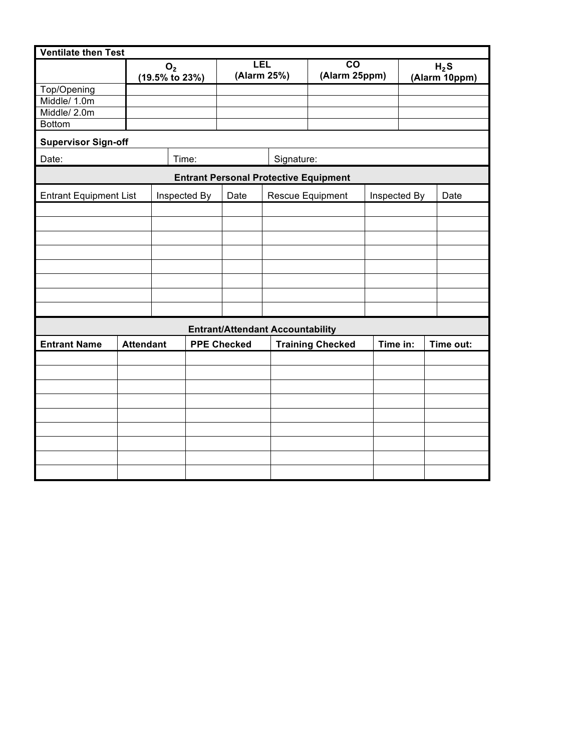**Ventilate then Test**

| | $O_2$ (19.5% to 23%) | LEL (Alarm 25%) | CO (Alarm 25ppm) | $H_2S$ (Alarm 10ppm) |
|---|---|---|---|---|
| Top/Opening | | | | |
| Middle/ 1.0m | | | | |
| Middle/ 2.0m | | | | |
| Bottom | | | | |

**Supervisor Sign-off**

| Date: | Time: | Signature: |
|---|---|---|

**Entrant Personal Protective Equipment**

| Entrant Equipment List | Inspected By | Date | Rescue Equipment | Inspected By | Date |
|---|---|---|---|---|---|
| | | | | | |
| | | | | | |
| | | | | | |
| | | | | | |
| | | | | | |
| | | | | | |
| | | | | | |
| | | | | | |

**Entrant/Attendant Accountability**

| Entrant Name | Attendant | PPE Checked | Training Checked | Time in: | Time out: |
|---|---|---|---|---|---|
| | | | | | |
| | | | | | |
| | | | | | |
| | | | | | |
| | | | | | |
| | | | | | |
| | | | | | |
| | | | | | |
| | | | | | |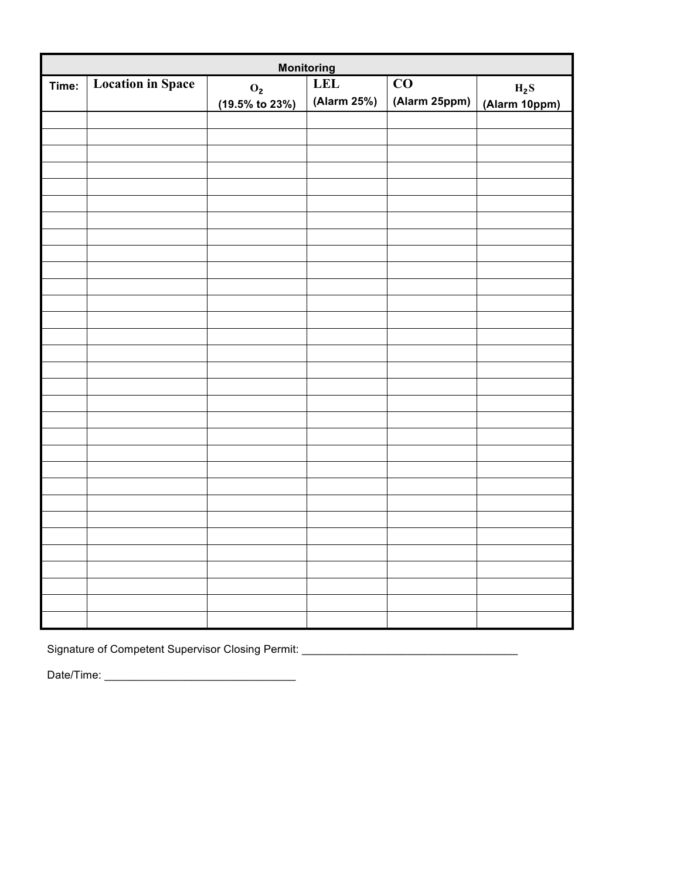| Monitoring | | | | | |
|---|---|---|---|---|---|
| Time: | Location in Space | $O_2$ (19.5% to 23%) | LEL (Alarm 25%) | CO (Alarm 25ppm) | $H_2S$ (Alarm 10ppm) |
| | | | | | |
| | | | | | |
| | | | | | |
| | | | | | |
| | | | | | |
| | | | | | |
| | | | | | |
| | | | | | |
| | | | | | |
| | | | | | |
| | | | | | |
| | | | | | |
| | | | | | |
| | | | | | |
| | | | | | |
| | | | | | |
| | | | | | |
| | | | | | |
| | | | | | |
| | | | | | |
| | | | | | |
| | | | | | |
| | | | | | |
| | | | | | |
| | | | | | |
| | | | | | |
| | | | | | |
| | | | | | |
| | | | | | |
| | | | | | |
| | | | | | |

Signature of Competent Supervisor Closing Permit: ___________________________________

Date/Time: ______________________________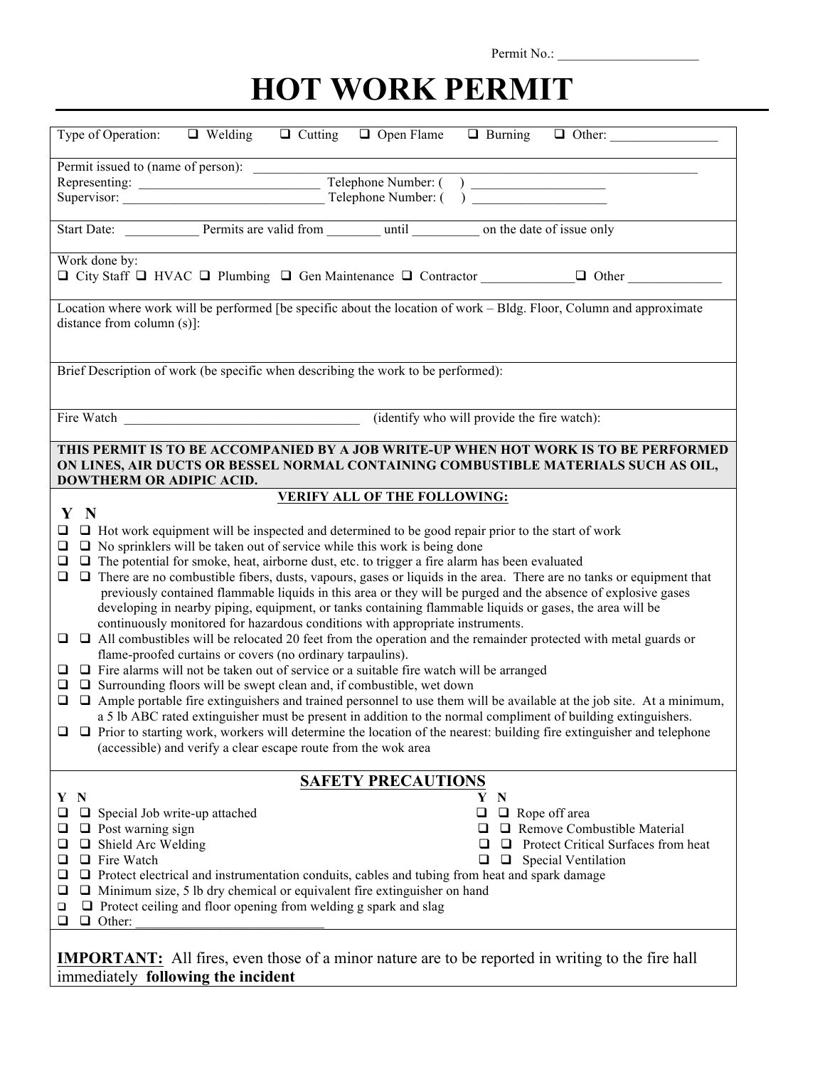Permit No.: ____________________

# HOT WORK PERMIT

Type of Operation: ❑ Welding ❑ Cutting ❑ Open Flame ❑ Burning ❑ Other: ________________

Permit issued to (name of person): ________________________________________________
Representing: ___________________________ Telephone Number: ( ) ____________________
Supervisor: _______________________________ Telephone Number: ( ) ____________________

Start Date: ___________ Permits are valid from ________ until __________ on the date of issue only

Work done by:
❑ City Staff ❑ HVAC ❑ Plumbing ❑ Gen Maintenance ❑ Contractor ______________❑ Other ______________

Location where work will be performed [be specific about the location of work – Bldg. Floor, Column and approximate distance from column (s)]:

Brief Description of work (be specific when describing the work to be performed):

Fire Watch ___________________________________ (identify who will provide the fire watch):

**THIS PERMIT IS TO BE ACCOMPANIED BY A JOB WRITE-UP WHEN HOT WORK IS TO BE PERFORMED ON LINES, AIR DUCTS OR BESSEL NORMAL CONTAINING COMBUSTIBLE MATERIALS SUCH AS OIL, DOWTHERM OR ADIPIC ACID.**

**VERIFY ALL OF THE FOLLOWING:**

**Y N**

- ❑ ❑ Hot work equipment will be inspected and determined to be good repair prior to the start of work
- ❑ ❑ No sprinklers will be taken out of service while this work is being done
- ❑ ❑ The potential for smoke, heat, airborne dust, etc. to trigger a fire alarm has been evaluated
- ❑ ❑ There are no combustible fibers, dusts, vapours, gases or liquids in the area. There are no tanks or equipment that previously contained flammable liquids in this area or they will be purged and the absence of explosive gases developing in nearby piping, equipment, or tanks containing flammable liquids or gases, the area will be continuously monitored for hazardous conditions with appropriate instruments.
- ❑ ❑ All combustibles will be relocated 20 feet from the operation and the remainder protected with metal guards or flame-proofed curtains or covers (no ordinary tarpaulins).
- ❑ ❑ Fire alarms will not be taken out of service or a suitable fire watch will be arranged
- ❑ ❑ Surrounding floors will be swept clean and, if combustible, wet down
- ❑ ❑ Ample portable fire extinguishers and trained personnel to use them will be available at the job site. At a minimum, a 5 lb ABC rated extinguisher must be present in addition to the normal compliment of building extinguishers.
- ❑ ❑ Prior to starting work, workers will determine the location of the nearest: building fire extinguisher and telephone (accessible) and verify a clear escape route from the wok area

## SAFETY PRECAUTIONS

**Y N**

- ❑ ❑ Special Job write-up attached
- ❑ ❑ Post warning sign
- ❑ ❑ Shield Arc Welding
- ❑ ❑ Fire Watch
- ❑ ❑ Rope off area
- ❑ ❑ Remove Combustible Material
- ❑ ❑ Protect Critical Surfaces from heat
- ❑ ❑ Special Ventilation
- ❑ ❑ Protect electrical and instrumentation conduits, cables and tubing from heat and spark damage
- ❑ ❑ Minimum size, 5 lb dry chemical or equivalent fire extinguisher on hand
- ❑ ❑ Protect ceiling and floor opening from welding g spark and slag
- ❑ ❑ Other: ____________________________

**IMPORTANT:** All fires, even those of a minor nature are to be reported in writing to the fire hall immediately **following the incident**